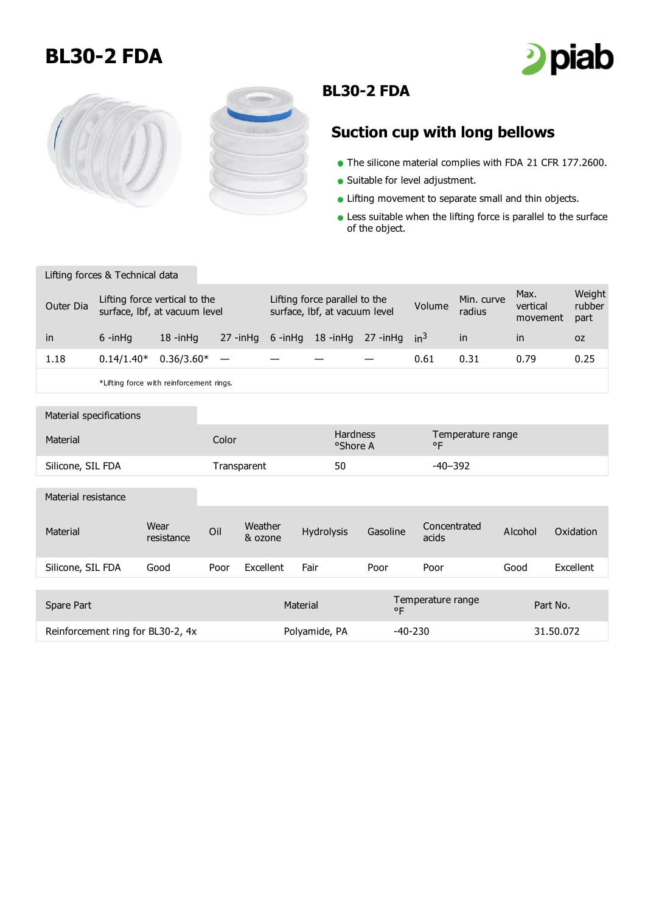# BL30-2 FDA

## BL30-2 FDA

### Suction cup with long bellows

- The silicone material complies with FDA 21 CFR 177.2600.
- Suitable for level adjustment.
- Lifting movement to separate small and thin objects.
- Less suitable when the lifting force is parallel to the surface of the object.

**Lifting forces & Technical data**

| Outer Dia | Lifting force vertical to the surface, lbf, at vacuum level | | | Lifting force parallel to the surface, lbf, at vacuum level | | | Volume | Min. curve radius | Max. vertical movement | Weight rubber part |
|---|---|---|---|---|---|---|---|---|---|---|
| in | 6 -inHg | 18 -inHg | 27 -inHg | 6 -inHg | 18 -inHg | 27 -inHg | $in^3$ | in | in | oz |
| 1.18 | 0.14/1.40* | 0.36/3.60* | — | — | — | — | 0.61 | 0.31 | 0.79 | 0.25 |

*Lifting force with reinforcement rings.

**Material specifications**

| Material | Color | Hardness °Shore A | Temperature range °F |
|---|---|---|---|
| Silicone, SIL FDA | Transparent | 50 | -40–392 |

**Material resistance**

| Material | Wear resistance | Oil | Weather & ozone | Hydrolysis | Gasoline | Concentrated acids | Alcohol | Oxidation |
|---|---|---|---|---|---|---|---|---|
| Silicone, SIL FDA | Good | Poor | Excellent | Fair | Poor | Poor | Good | Excellent |

| Spare Part | Material | Temperature range °F | Part No. |
|---|---|---|---|
| Reinforcement ring for BL30-2, 4x | Polyamide, PA | -40-230 | 31.50.072 |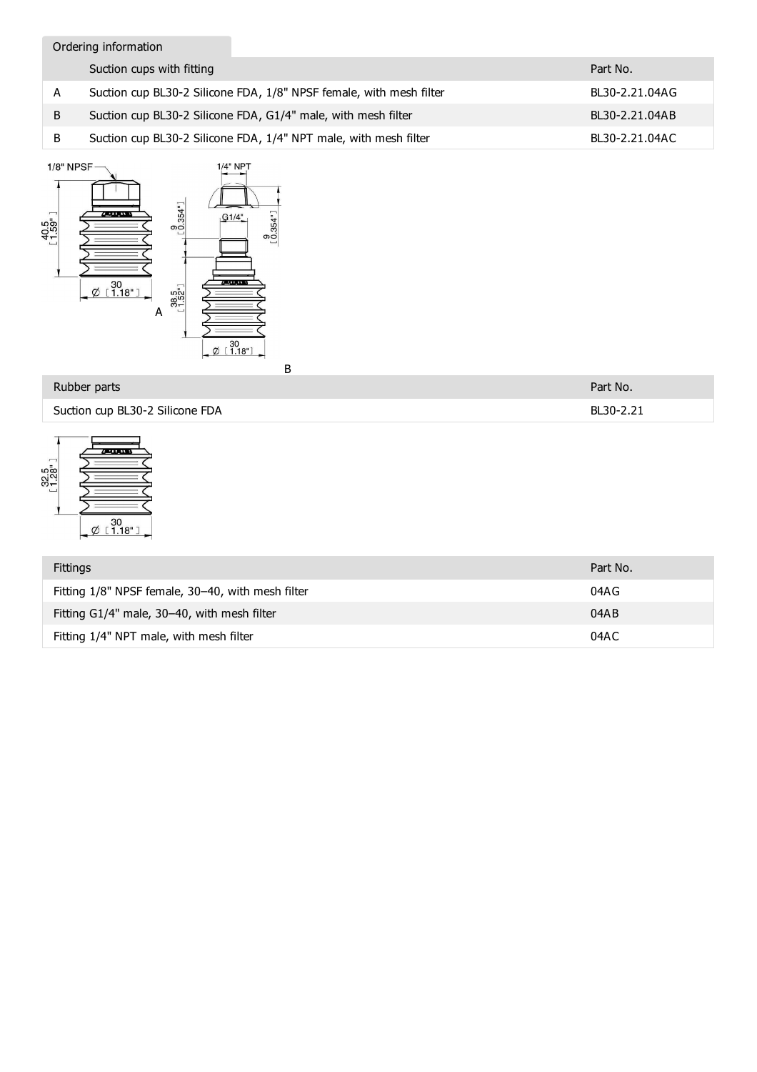## Ordering information

| | Suction cups with fitting | Part No. |
|---|---|---|
| A | Suction cup BL30-2 Silicone FDA, 1/8" NPSF female, with mesh filter | BL30-2.21.04AG |
| B | Suction cup BL30-2 Silicone FDA, G1/4" male, with mesh filter | BL30-2.21.04AB |
| B | Suction cup BL30-2 Silicone FDA, 1/4" NPT male, with mesh filter | BL30-2.21.04AC |

1/8" NPSF
40.5 [1.59"]
30 ∅ [1.18"]
A

1/4" NPT
9 [0.354"]
G1/4"
9 [0.354"]
38.5 [1.52"]
30 ∅ [1.18"]
B

| Rubber parts | Part No. |
|---|---|
| Suction cup BL30-2 Silicone FDA | BL30-2.21 |

32.5 [1.28"]
30 ∅ [1.18"]

| Fittings | Part No. |
|---|---|
| Fitting 1/8" NPSF female, 30–40, with mesh filter | 04AG |
| Fitting G1/4" male, 30–40, with mesh filter | 04AB |
| Fitting 1/4" NPT male, with mesh filter | 04AC |